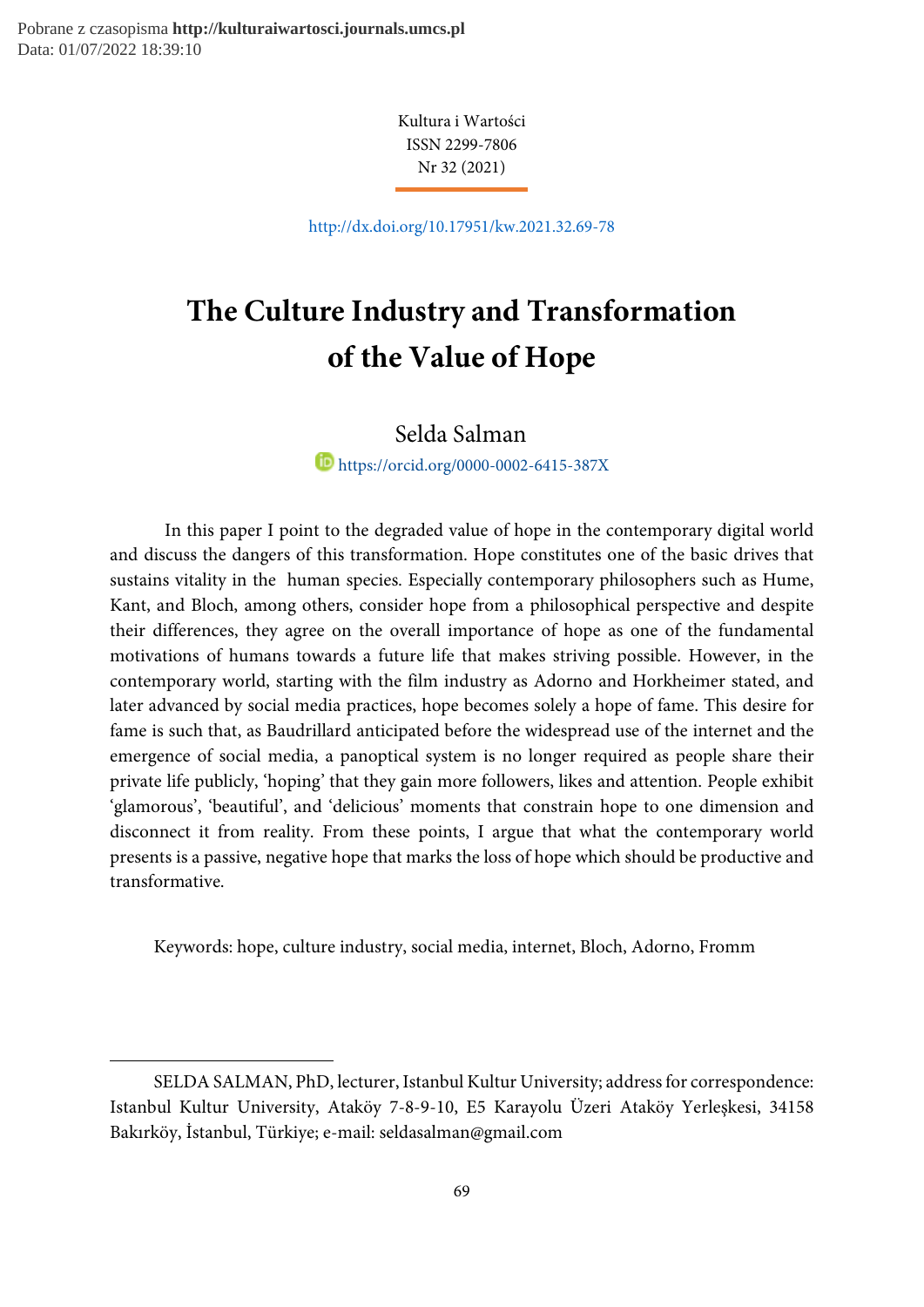Kultura i Wartości
ISSN 2299-7806
Nr 32 (2021)

http://dx.doi.org/10.17951/kw.2021.32.69-78

# The Culture Industry and Transformation of the Value of Hope

Selda Salman

https://orcid.org/0000-0002-6415-387X

In this paper I point to the degraded value of hope in the contemporary digital world and discuss the dangers of this transformation. Hope constitutes one of the basic drives that sustains vitality in the human species. Especially contemporary philosophers such as Hume, Kant, and Bloch, among others, consider hope from a philosophical perspective and despite their differences, they agree on the overall importance of hope as one of the fundamental motivations of humans towards a future life that makes striving possible. However, in the contemporary world, starting with the film industry as Adorno and Horkheimer stated, and later advanced by social media practices, hope becomes solely a hope of fame. This desire for fame is such that, as Baudrillard anticipated before the widespread use of the internet and the emergence of social media, a panoptical system is no longer required as people share their private life publicly, 'hoping' that they gain more followers, likes and attention. People exhibit 'glamorous', 'beautiful', and 'delicious' moments that constrain hope to one dimension and disconnect it from reality. From these points, I argue that what the contemporary world presents is a passive, negative hope that marks the loss of hope which should be productive and transformative.

Keywords: hope, culture industry, social media, internet, Bloch, Adorno, Fromm

---

SELDA SALMAN, PhD, lecturer, Istanbul Kultur University; address for correspondence: Istanbul Kultur University, Ataköy 7-8-9-10, E5 Karayolu Üzeri Ataköy Yerleşkesi, 34158 Bakırköy, İstanbul, Türkiye; e-mail: seldasalman@gmail.com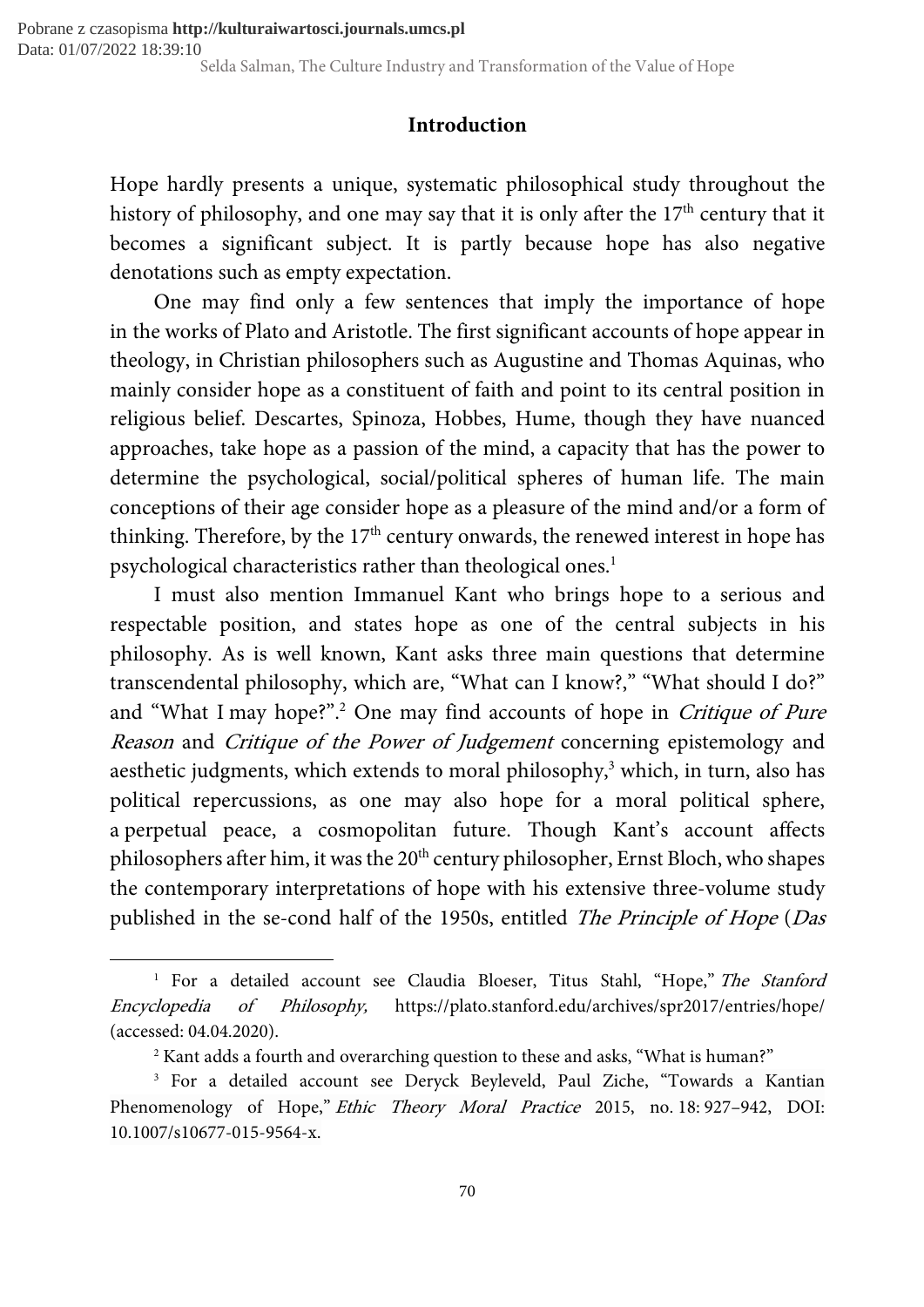## Introduction

Hope hardly presents a unique, systematic philosophical study throughout the history of philosophy, and one may say that it is only after the 17th century that it becomes a significant subject. It is partly because hope has also negative denotations such as empty expectation.

One may find only a few sentences that imply the importance of hope in the works of Plato and Aristotle. The first significant accounts of hope appear in theology, in Christian philosophers such as Augustine and Thomas Aquinas, who mainly consider hope as a constituent of faith and point to its central position in religious belief. Descartes, Spinoza, Hobbes, Hume, though they have nuanced approaches, take hope as a passion of the mind, a capacity that has the power to determine the psychological, social/political spheres of human life. The main conceptions of their age consider hope as a pleasure of the mind and/or a form of thinking. Therefore, by the 17th century onwards, the renewed interest in hope has psychological characteristics rather than theological ones.[1]

I must also mention Immanuel Kant who brings hope to a serious and respectable position, and states hope as one of the central subjects in his philosophy. As is well known, Kant asks three main questions that determine transcendental philosophy, which are, "What can I know?," "What should I do?" and "What I may hope?".[2] One may find accounts of hope in *Critique of Pure Reason* and *Critique of the Power of Judgement* concerning epistemology and aesthetic judgments, which extends to moral philosophy,[3] which, in turn, also has political repercussions, as one may also hope for a moral political sphere, a perpetual peace, a cosmopolitan future. Though Kant's account affects philosophers after him, it was the 20th century philosopher, Ernst Bloch, who shapes the contemporary interpretations of hope with his extensive three-volume study published in the se-cond half of the 1950s, entitled *The Principle of Hope* (*Das*

---

[1] For a detailed account see Claudia Bloeser, Titus Stahl, "Hope," *The Stanford Encyclopedia of Philosophy,* https://plato.stanford.edu/archives/spr2017/entries/hope/ (accessed: 04.04.2020).

[2] Kant adds a fourth and overarching question to these and asks, "What is human?"

[3] For a detailed account see Deryck Beyleveld, Paul Ziche, "Towards a Kantian Phenomenology of Hope," *Ethic Theory Moral Practice* 2015, no. 18: 927–942, DOI: 10.1007/s10677-015-9564-x.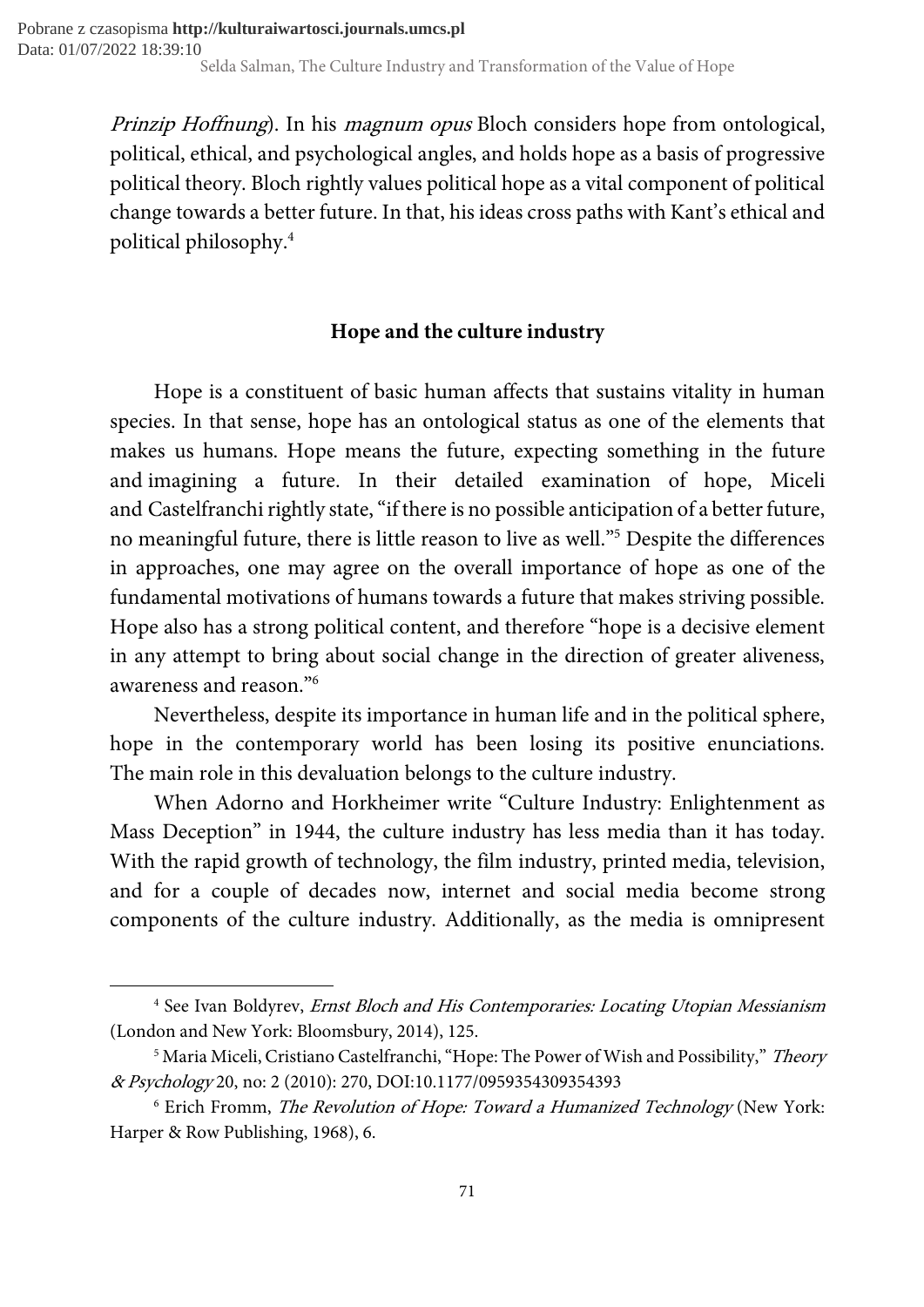*Prinzip Hoffnung*). In his *magnum opus* Bloch considers hope from ontological, political, ethical, and psychological angles, and holds hope as a basis of progressive political theory. Bloch rightly values political hope as a vital component of political change towards a better future. In that, his ideas cross paths with Kant's ethical and political philosophy.[4]

## Hope and the culture industry

Hope is a constituent of basic human affects that sustains vitality in human species. In that sense, hope has an ontological status as one of the elements that makes us humans. Hope means the future, expecting something in the future and imagining a future. In their detailed examination of hope, Miceli and Castelfranchi rightly state, "if there is no possible anticipation of a better future, no meaningful future, there is little reason to live as well."[5] Despite the differences in approaches, one may agree on the overall importance of hope as one of the fundamental motivations of humans towards a future that makes striving possible. Hope also has a strong political content, and therefore "hope is a decisive element in any attempt to bring about social change in the direction of greater aliveness, awareness and reason."[6]

Nevertheless, despite its importance in human life and in the political sphere, hope in the contemporary world has been losing its positive enunciations. The main role in this devaluation belongs to the culture industry.

When Adorno and Horkheimer write "Culture Industry: Enlightenment as Mass Deception" in 1944, the culture industry has less media than it has today. With the rapid growth of technology, the film industry, printed media, television, and for a couple of decades now, internet and social media become strong components of the culture industry. Additionally, as the media is omnipresent

---

[4] See Ivan Boldyrev, *Ernst Bloch and His Contemporaries: Locating Utopian Messianism* (London and New York: Bloomsbury, 2014), 125.

[5] Maria Miceli, Cristiano Castelfranchi, "Hope: The Power of Wish and Possibility," *Theory & Psychology* 20, no: 2 (2010): 270, DOI:10.1177/0959354309354393

[6] Erich Fromm, *The Revolution of Hope: Toward a Humanized Technology* (New York: Harper & Row Publishing, 1968), 6.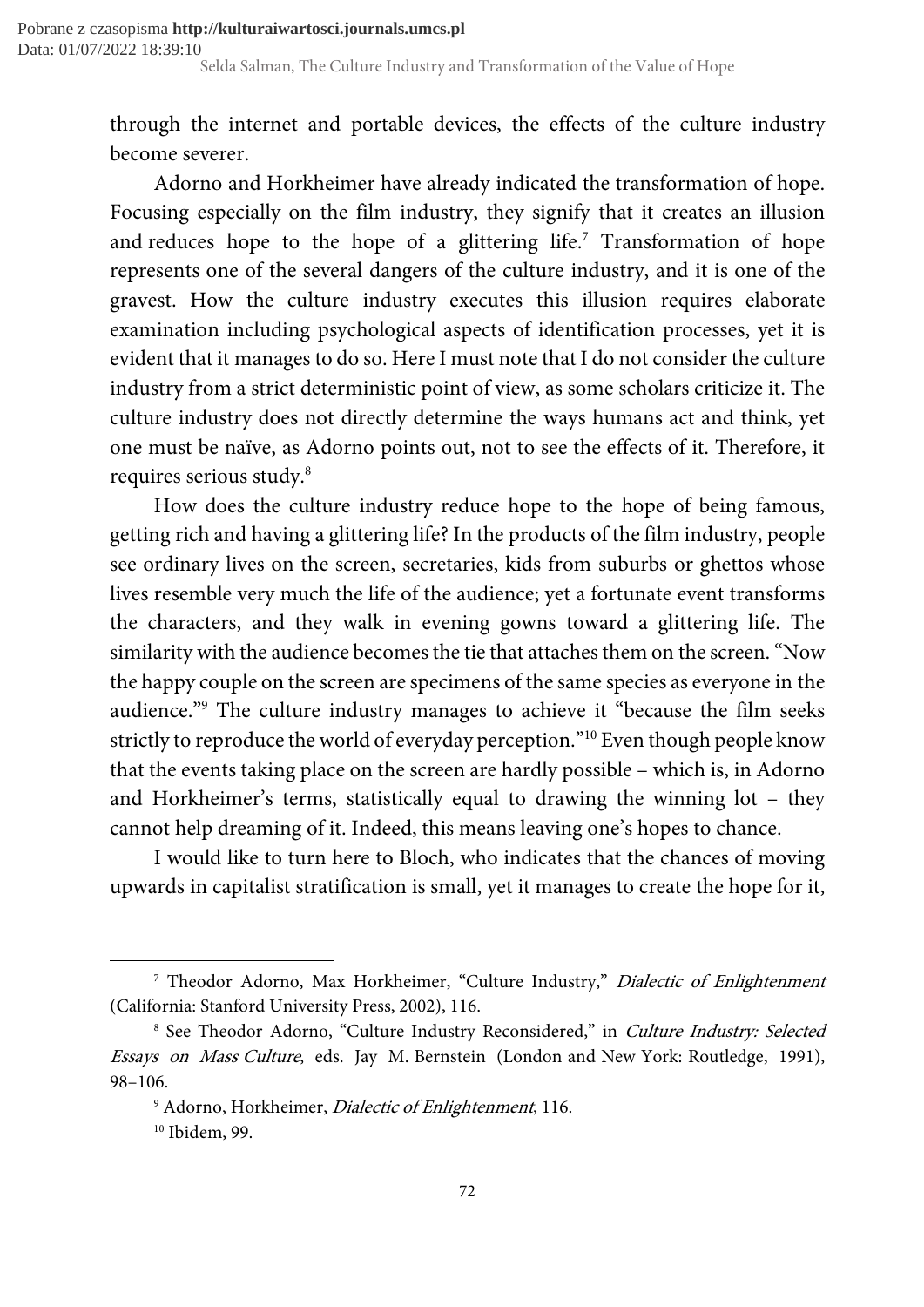through the internet and portable devices, the effects of the culture industry become severer.

Adorno and Horkheimer have already indicated the transformation of hope. Focusing especially on the film industry, they signify that it creates an illusion and reduces hope to the hope of a glittering life.[7] Transformation of hope represents one of the several dangers of the culture industry, and it is one of the gravest. How the culture industry executes this illusion requires elaborate examination including psychological aspects of identification processes, yet it is evident that it manages to do so. Here I must note that I do not consider the culture industry from a strict deterministic point of view, as some scholars criticize it. The culture industry does not directly determine the ways humans act and think, yet one must be naïve, as Adorno points out, not to see the effects of it. Therefore, it requires serious study.[8]

How does the culture industry reduce hope to the hope of being famous, getting rich and having a glittering life? In the products of the film industry, people see ordinary lives on the screen, secretaries, kids from suburbs or ghettos whose lives resemble very much the life of the audience; yet a fortunate event transforms the characters, and they walk in evening gowns toward a glittering life. The similarity with the audience becomes the tie that attaches them on the screen. "Now the happy couple on the screen are specimens of the same species as everyone in the audience."[9] The culture industry manages to achieve it "because the film seeks strictly to reproduce the world of everyday perception."[10] Even though people know that the events taking place on the screen are hardly possible – which is, in Adorno and Horkheimer's terms, statistically equal to drawing the winning lot – they cannot help dreaming of it. Indeed, this means leaving one's hopes to chance.

I would like to turn here to Bloch, who indicates that the chances of moving upwards in capitalist stratification is small, yet it manages to create the hope for it,

---

[7] Theodor Adorno, Max Horkheimer, "Culture Industry," *Dialectic of Enlightenment* (California: Stanford University Press, 2002), 116.

[8] See Theodor Adorno, "Culture Industry Reconsidered," in *Culture Industry: Selected Essays on Mass Culture*, eds. Jay M. Bernstein (London and New York: Routledge, 1991), 98–106.

[9] Adorno, Horkheimer, *Dialectic of Enlightenment*, 116.

[10] Ibidem, 99.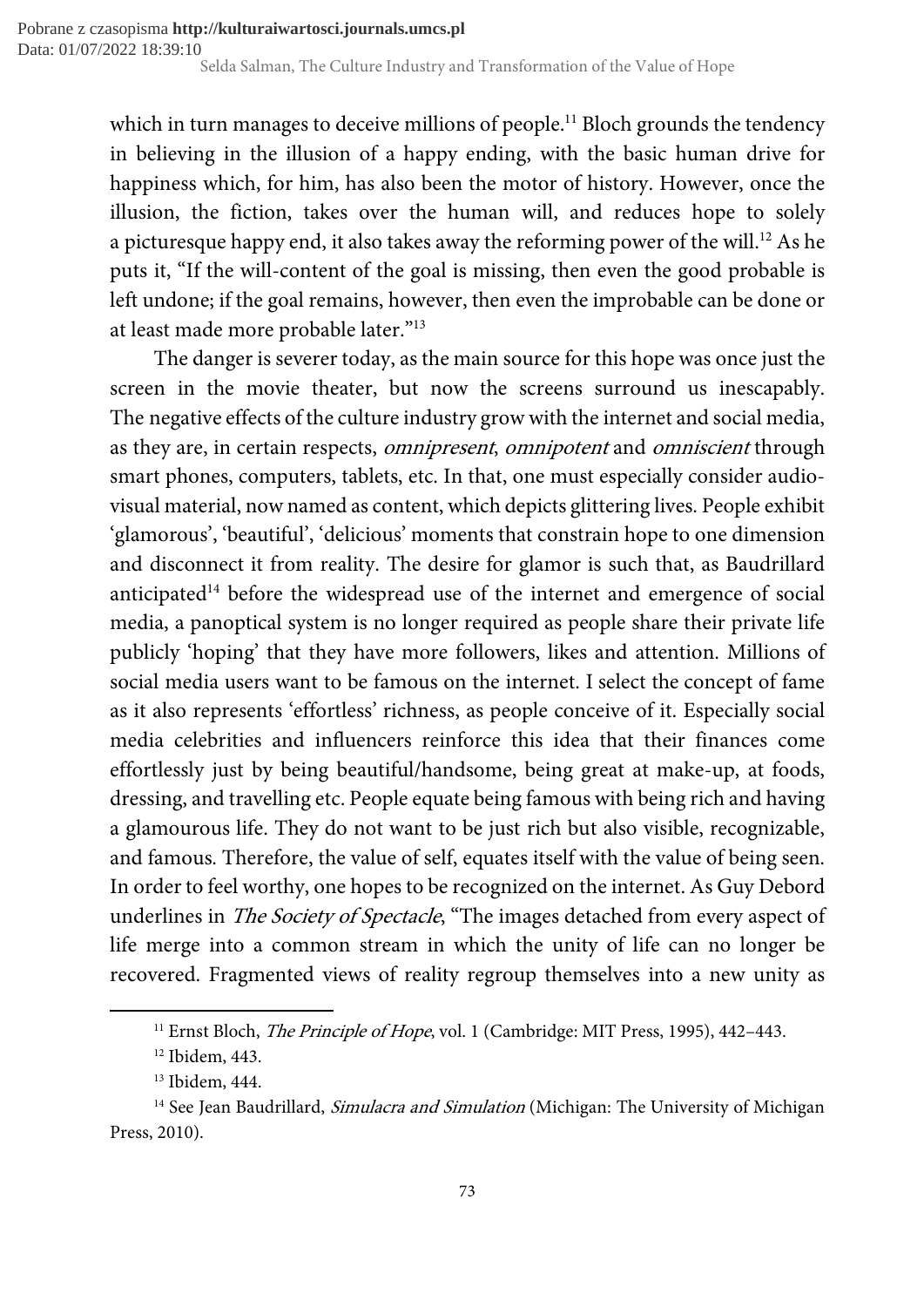which in turn manages to deceive millions of people.[11] Bloch grounds the tendency in believing in the illusion of a happy ending, with the basic human drive for happiness which, for him, has also been the motor of history. However, once the illusion, the fiction, takes over the human will, and reduces hope to solely a picturesque happy end, it also takes away the reforming power of the will.[12] As he puts it, "If the will-content of the goal is missing, then even the good probable is left undone; if the goal remains, however, then even the improbable can be done or at least made more probable later."[13]

The danger is severer today, as the main source for this hope was once just the screen in the movie theater, but now the screens surround us inescapably. The negative effects of the culture industry grow with the internet and social media, as they are, in certain respects, *omnipresent*, *omnipotent* and *omniscient* through smart phones, computers, tablets, etc. In that, one must especially consider audio-visual material, now named as content, which depicts glittering lives. People exhibit 'glamorous', 'beautiful', 'delicious' moments that constrain hope to one dimension and disconnect it from reality. The desire for glamor is such that, as Baudrillard anticipated[14] before the widespread use of the internet and emergence of social media, a panoptical system is no longer required as people share their private life publicly 'hoping' that they have more followers, likes and attention. Millions of social media users want to be famous on the internet. I select the concept of fame as it also represents 'effortless' richness, as people conceive of it. Especially social media celebrities and influencers reinforce this idea that their finances come effortlessly just by being beautiful/handsome, being great at make-up, at foods, dressing, and travelling etc. People equate being famous with being rich and having a glamourous life. They do not want to be just rich but also visible, recognizable, and famous. Therefore, the value of self, equates itself with the value of being seen. In order to feel worthy, one hopes to be recognized on the internet. As Guy Debord underlines in *The Society of Spectacle*, "The images detached from every aspect of life merge into a common stream in which the unity of life can no longer be recovered. Fragmented views of reality regroup themselves into a new unity as

---

[11] Ernst Bloch, *The Principle of Hope*, vol. 1 (Cambridge: MIT Press, 1995), 442–443.

[12] Ibidem, 443.

[13] Ibidem, 444.

[14] See Jean Baudrillard, *Simulacra and Simulation* (Michigan: The University of Michigan Press, 2010).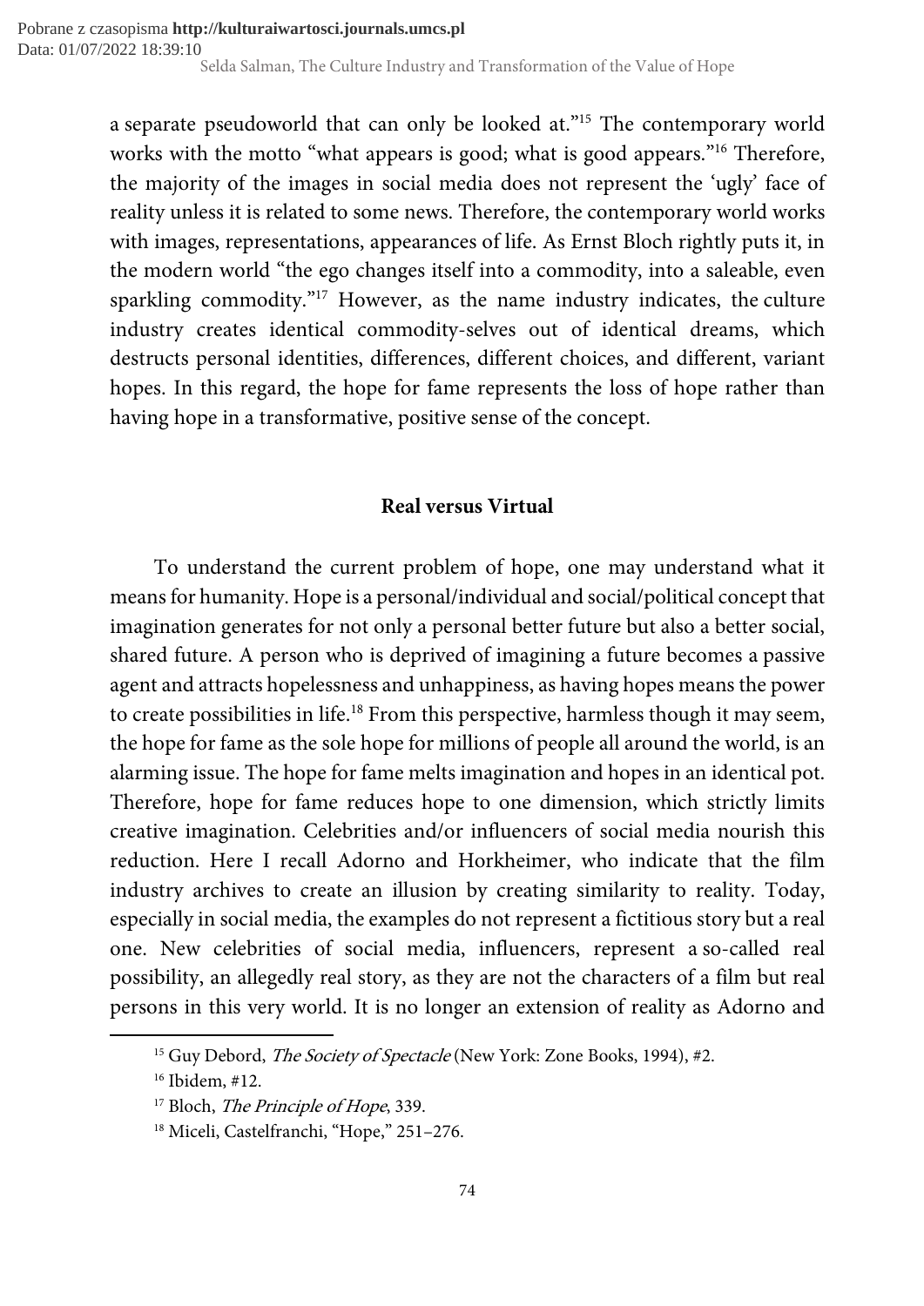a separate pseudoworld that can only be looked at."[15] The contemporary world works with the motto "what appears is good; what is good appears."[16] Therefore, the majority of the images in social media does not represent the 'ugly' face of reality unless it is related to some news. Therefore, the contemporary world works with images, representations, appearances of life. As Ernst Bloch rightly puts it, in the modern world "the ego changes itself into a commodity, into a saleable, even sparkling commodity."[17] However, as the name industry indicates, the culture industry creates identical commodity-selves out of identical dreams, which destructs personal identities, differences, different choices, and different, variant hopes. In this regard, the hope for fame represents the loss of hope rather than having hope in a transformative, positive sense of the concept.

## Real versus Virtual

To understand the current problem of hope, one may understand what it means for humanity. Hope is a personal/individual and social/political concept that imagination generates for not only a personal better future but also a better social, shared future. A person who is deprived of imagining a future becomes a passive agent and attracts hopelessness and unhappiness, as having hopes means the power to create possibilities in life.[18] From this perspective, harmless though it may seem, the hope for fame as the sole hope for millions of people all around the world, is an alarming issue. The hope for fame melts imagination and hopes in an identical pot. Therefore, hope for fame reduces hope to one dimension, which strictly limits creative imagination. Celebrities and/or influencers of social media nourish this reduction. Here I recall Adorno and Horkheimer, who indicate that the film industry archives to create an illusion by creating similarity to reality. Today, especially in social media, the examples do not represent a fictitious story but a real one. New celebrities of social media, influencers, represent a so-called real possibility, an allegedly real story, as they are not the characters of a film but real persons in this very world. It is no longer an extension of reality as Adorno and

---

[15] Guy Debord, *The Society of Spectacle* (New York: Zone Books, 1994), #2.

[16] Ibidem, #12.

[17] Bloch, *The Principle of Hope*, 339.

[18] Miceli, Castelfranchi, "Hope," 251–276.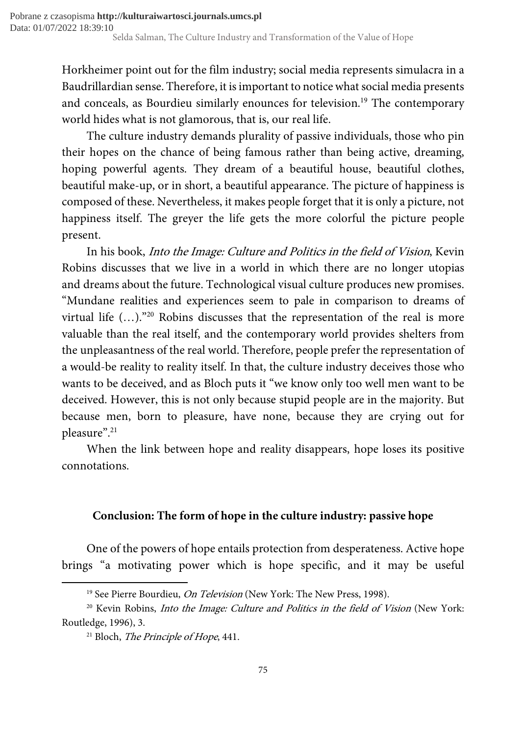Horkheimer point out for the film industry; social media represents simulacra in a Baudrillardian sense. Therefore, it is important to notice what social media presents and conceals, as Bourdieu similarly enounces for television.[19] The contemporary world hides what is not glamorous, that is, our real life.

The culture industry demands plurality of passive individuals, those who pin their hopes on the chance of being famous rather than being active, dreaming, hoping powerful agents. They dream of a beautiful house, beautiful clothes, beautiful make-up, or in short, a beautiful appearance. The picture of happiness is composed of these. Nevertheless, it makes people forget that it is only a picture, not happiness itself. The greyer the life gets the more colorful the picture people present.

In his book, *Into the Image: Culture and Politics in the field of Vision*, Kevin Robins discusses that we live in a world in which there are no longer utopias and dreams about the future. Technological visual culture produces new promises. "Mundane realities and experiences seem to pale in comparison to dreams of virtual life (…)."[20] Robins discusses that the representation of the real is more valuable than the real itself, and the contemporary world provides shelters from the unpleasantness of the real world. Therefore, people prefer the representation of a would-be reality to reality itself. In that, the culture industry deceives those who wants to be deceived, and as Bloch puts it "we know only too well men want to be deceived. However, this is not only because stupid people are in the majority. But because men, born to pleasure, have none, because they are crying out for pleasure".[21]

When the link between hope and reality disappears, hope loses its positive connotations.

## Conclusion: The form of hope in the culture industry: passive hope

One of the powers of hope entails protection from desperateness. Active hope brings "a motivating power which is hope specific, and it may be useful

[19] See Pierre Bourdieu, *On Television* (New York: The New Press, 1998).

[20] Kevin Robins, *Into the Image: Culture and Politics in the field of Vision* (New York: Routledge, 1996), 3.

[21] Bloch, *The Principle of Hope*, 441.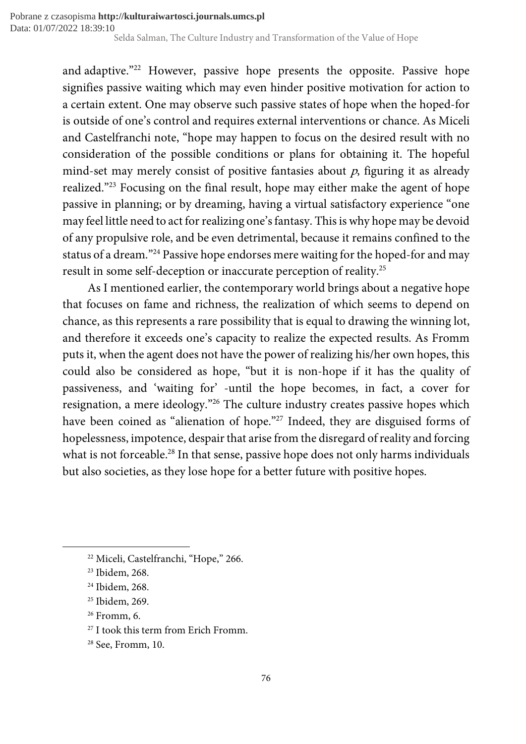and adaptive."[22] However, passive hope presents the opposite. Passive hope signifies passive waiting which may even hinder positive motivation for action to a certain extent. One may observe such passive states of hope when the hoped-for is outside of one's control and requires external interventions or chance. As Miceli and Castelfranchi note, "hope may happen to focus on the desired result with no consideration of the possible conditions or plans for obtaining it. The hopeful mind-set may merely consist of positive fantasies about *p*, figuring it as already realized."[23] Focusing on the final result, hope may either make the agent of hope passive in planning; or by dreaming, having a virtual satisfactory experience "one may feel little need to act for realizing one's fantasy. This is why hope may be devoid of any propulsive role, and be even detrimental, because it remains confined to the status of a dream."[24] Passive hope endorses mere waiting for the hoped-for and may result in some self-deception or inaccurate perception of reality.[25]

As I mentioned earlier, the contemporary world brings about a negative hope that focuses on fame and richness, the realization of which seems to depend on chance, as this represents a rare possibility that is equal to drawing the winning lot, and therefore it exceeds one's capacity to realize the expected results. As Fromm puts it, when the agent does not have the power of realizing his/her own hopes, this could also be considered as hope, "but it is non-hope if it has the quality of passiveness, and 'waiting for' -until the hope becomes, in fact, a cover for resignation, a mere ideology."[26] The culture industry creates passive hopes which have been coined as "alienation of hope."[27] Indeed, they are disguised forms of hopelessness, impotence, despair that arise from the disregard of reality and forcing what is not forceable.[28] In that sense, passive hope does not only harms individuals but also societies, as they lose hope for a better future with positive hopes.

---

[22] Miceli, Castelfranchi, "Hope," 266.

[23] Ibidem, 268.

[24] Ibidem, 268.

[25] Ibidem, 269.

[26] Fromm, 6.

[27] I took this term from Erich Fromm.

[28] See, Fromm, 10.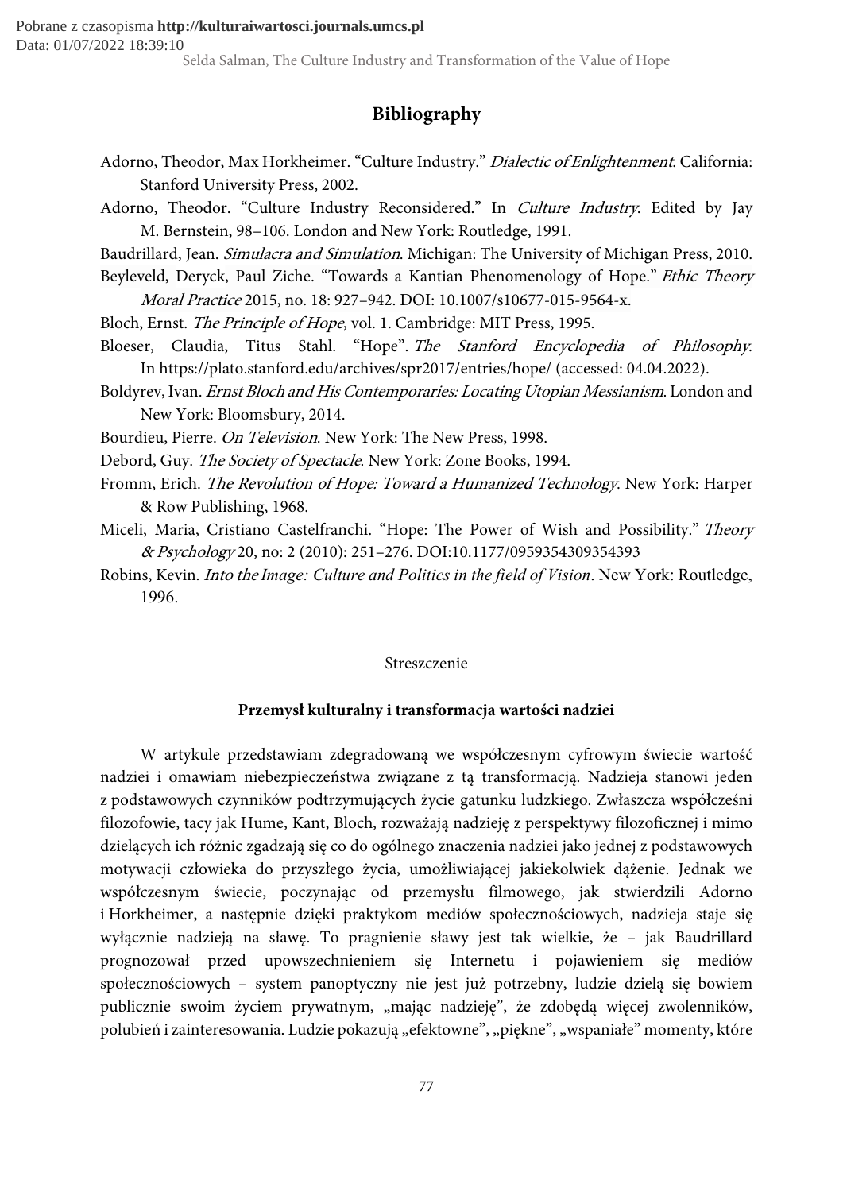## Bibliography

Adorno, Theodor, Max Horkheimer. "Culture Industry." *Dialectic of Enlightenment*. California: Stanford University Press, 2002.

Adorno, Theodor. "Culture Industry Reconsidered." In *Culture Industry*. Edited by Jay M. Bernstein, 98–106. London and New York: Routledge, 1991.

Baudrillard, Jean. *Simulacra and Simulation*. Michigan: The University of Michigan Press, 2010.

Beyleveld, Deryck, Paul Ziche. "Towards a Kantian Phenomenology of Hope." *Ethic Theory Moral Practice* 2015, no. 18: 927–942. DOI: 10.1007/s10677-015-9564-x.

Bloch, Ernst. *The Principle of Hope*, vol. 1. Cambridge: MIT Press, 1995.

Bloeser, Claudia, Titus Stahl. "Hope". *The Stanford Encyclopedia of Philosophy*. In https://plato.stanford.edu/archives/spr2017/entries/hope/ (accessed: 04.04.2022).

Boldyrev, Ivan. *Ernst Bloch and His Contemporaries: Locating Utopian Messianism*. London and New York: Bloomsbury, 2014.

Bourdieu, Pierre. *On Television*. New York: The New Press, 1998.

Debord, Guy. *The Society of Spectacle*. New York: Zone Books, 1994.

Fromm, Erich. *The Revolution of Hope: Toward a Humanized Technology*. New York: Harper & Row Publishing, 1968.

Miceli, Maria, Cristiano Castelfranchi. "Hope: The Power of Wish and Possibility." *Theory & Psychology* 20, no: 2 (2010): 251–276. DOI:10.1177/0959354309354393

Robins, Kevin. *Into the Image: Culture and Politics in the field of Vision*. New York: Routledge, 1996.

Streszczenie

**Przemysł kulturalny i transformacja wartości nadziei**

W artykule przedstawiam zdegradowaną we współczesnym cyfrowym świecie wartość nadziei i omawiam niebezpieczeństwa związane z tą transformacją. Nadzieja stanowi jeden z podstawowych czynników podtrzymujących życie gatunku ludzkiego. Zwłaszcza współcześni filozofowie, tacy jak Hume, Kant, Bloch, rozważają nadzieję z perspektywy filozoficznej i mimo dzielących ich różnic zgadzają się co do ogólnego znaczenia nadziei jako jednej z podstawowych motywacji człowieka do przyszłego życia, umożliwiającej jakiekolwiek dążenie. Jednak we współczesnym świecie, poczynając od przemysłu filmowego, jak stwierdzili Adorno i Horkheimer, a następnie dzięki praktykom mediów społecznościowych, nadzieja staje się wyłącznie nadzieją na sławę. To pragnienie sławy jest tak wielkie, że – jak Baudrillard prognozował przed upowszechnieniem się Internetu i pojawieniem się mediów społecznościowych – system panoptyczny nie jest już potrzebny, ludzie dzielą się bowiem publicznie swoim życiem prywatnym, „mając nadzieję", że zdobędą więcej zwolenników, polubień i zainteresowania. Ludzie pokazują „efektowne", „piękne", „wspaniałe" momenty, które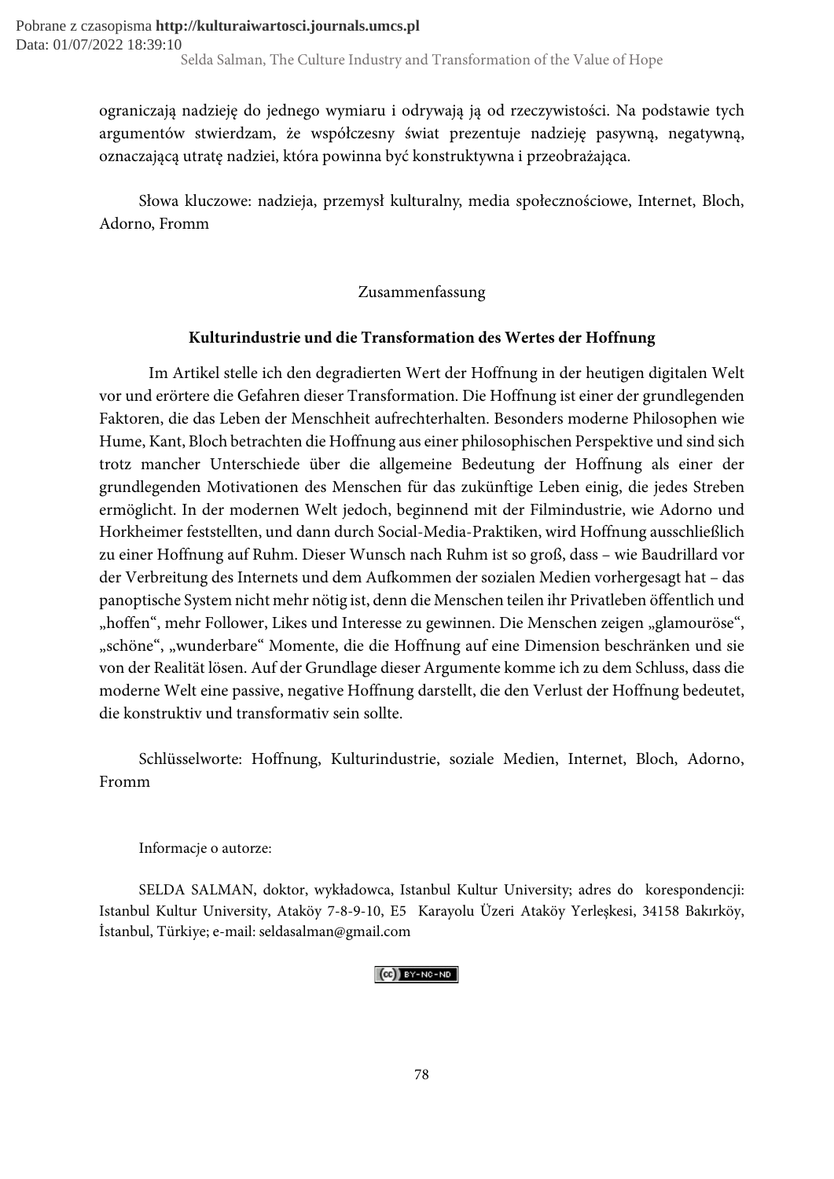ograniczają nadzieję do jednego wymiaru i odrywają ją od rzeczywistości. Na podstawie tych argumentów stwierdzam, że współczesny świat prezentuje nadzieję pasywną, negatywną, oznaczającą utratę nadziei, która powinna być konstruktywna i przeobrażająca.

Słowa kluczowe: nadzieja, przemysł kulturalny, media społecznościowe, Internet, Bloch, Adorno, Fromm

Zusammenfassung

**Kulturindustrie und die Transformation des Wertes der Hoffnung**

Im Artikel stelle ich den degradierten Wert der Hoffnung in der heutigen digitalen Welt vor und erörtere die Gefahren dieser Transformation. Die Hoffnung ist einer der grundlegenden Faktoren, die das Leben der Menschheit aufrechterhalten. Besonders moderne Philosophen wie Hume, Kant, Bloch betrachten die Hoffnung aus einer philosophischen Perspektive und sind sich trotz mancher Unterschiede über die allgemeine Bedeutung der Hoffnung als einer der grundlegenden Motivationen des Menschen für das zukünftige Leben einig, die jedes Streben ermöglicht. In der modernen Welt jedoch, beginnend mit der Filmindustrie, wie Adorno und Horkheimer feststellten, und dann durch Social-Media-Praktiken, wird Hoffnung ausschließlich zu einer Hoffnung auf Ruhm. Dieser Wunsch nach Ruhm ist so groß, dass – wie Baudrillard vor der Verbreitung des Internets und dem Aufkommen der sozialen Medien vorhergesagt hat – das panoptische System nicht mehr nötig ist, denn die Menschen teilen ihr Privatleben öffentlich und „hoffen", mehr Follower, Likes und Interesse zu gewinnen. Die Menschen zeigen „glamouröse", „schöne", „wunderbare" Momente, die die Hoffnung auf eine Dimension beschränken und sie von der Realität lösen. Auf der Grundlage dieser Argumente komme ich zu dem Schluss, dass die moderne Welt eine passive, negative Hoffnung darstellt, die den Verlust der Hoffnung bedeutet, die konstruktiv und transformativ sein sollte.

Schlüsselworte: Hoffnung, Kulturindustrie, soziale Medien, Internet, Bloch, Adorno, Fromm

Informacje o autorze:

SELDA SALMAN, doktor, wykładowca, Istanbul Kultur University; adres do korespondencji: Istanbul Kultur University, Ataköy 7-8-9-10, E5 Karayolu Üzeri Ataköy Yerleşkesi, 34158 Bakırköy, İstanbul, Türkiye; e-mail: seldasalman@gmail.com